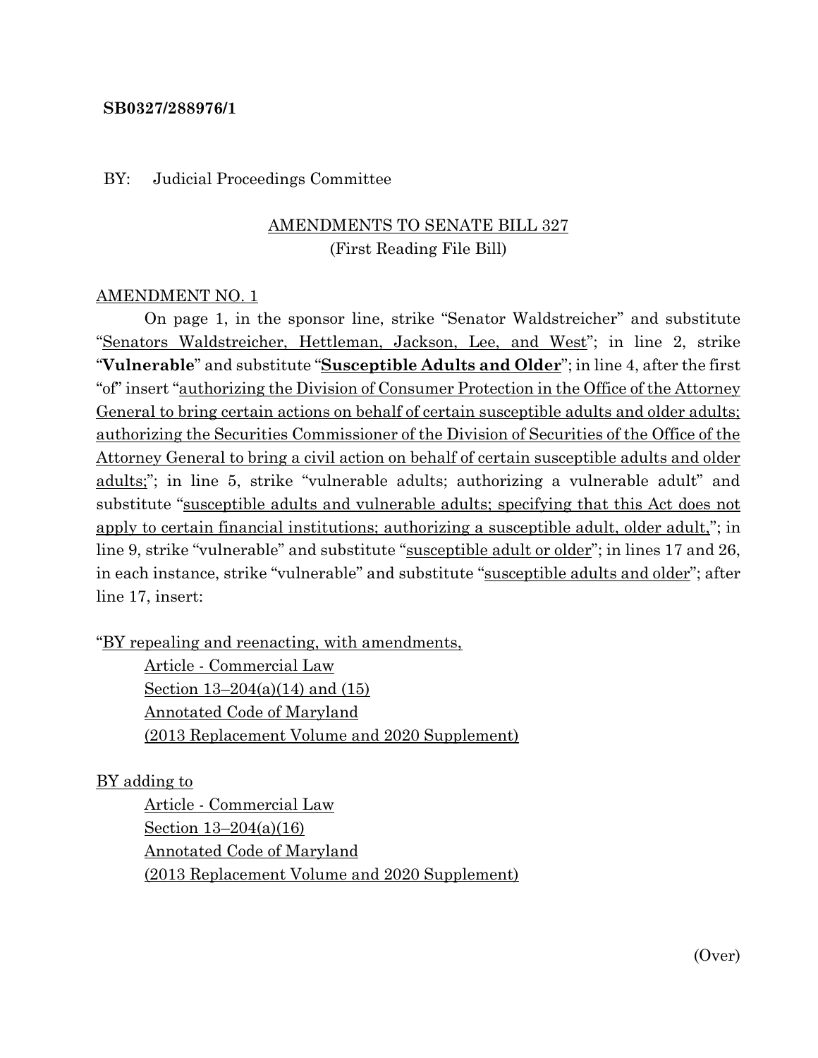**SB0327/288976/1**

BY: Judicial Proceedings Committee

AMENDMENTS TO SENATE BILL 327
(First Reading File Bill)

AMENDMENT NO. 1

On page 1, in the sponsor line, strike "Senator Waldstreicher" and substitute "Senators Waldstreicher, Hettleman, Jackson, Lee, and West"; in line 2, strike "**Vulnerable**" and substitute "**Susceptible Adults and Older**"; in line 4, after the first "of" insert "authorizing the Division of Consumer Protection in the Office of the Attorney General to bring certain actions on behalf of certain susceptible adults and older adults; authorizing the Securities Commissioner of the Division of Securities of the Office of the Attorney General to bring a civil action on behalf of certain susceptible adults and older adults;"; in line 5, strike "vulnerable adults; authorizing a vulnerable adult" and substitute "susceptible adults and vulnerable adults; specifying that this Act does not apply to certain financial institutions; authorizing a susceptible adult, older adult,"; in line 9, strike "vulnerable" and substitute "susceptible adult or older"; in lines 17 and 26, in each instance, strike "vulnerable" and substitute "susceptible adults and older"; after line 17, insert:

"BY repealing and reenacting, with amendments,
Article - Commercial Law
Section 13–204(a)(14) and (15)
Annotated Code of Maryland
(2013 Replacement Volume and 2020 Supplement)

BY adding to
Article - Commercial Law
Section 13–204(a)(16)
Annotated Code of Maryland
(2013 Replacement Volume and 2020 Supplement)

(Over)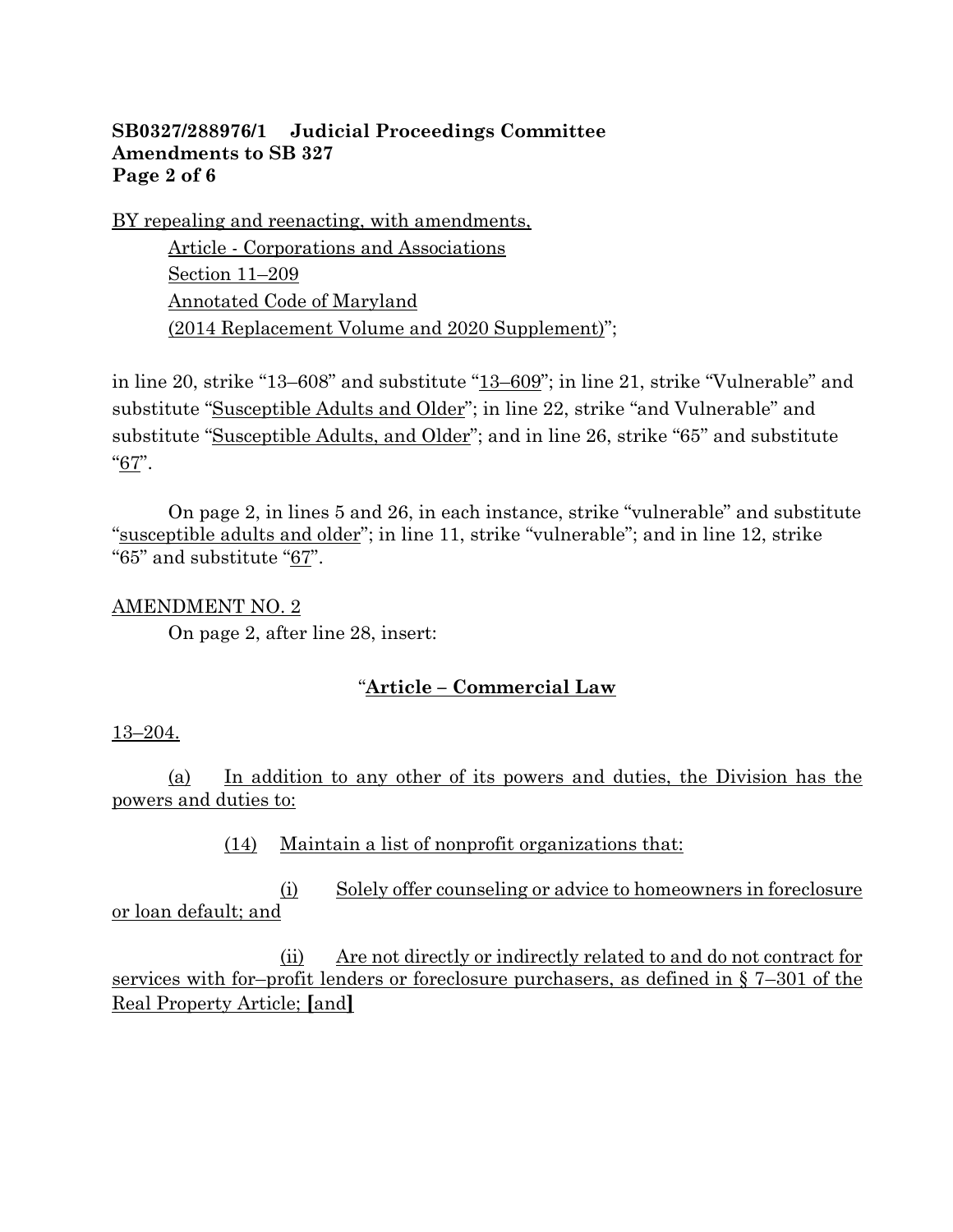BY repealing and reenacting, with amendments,

Article - Corporations and Associations
Section 11–209
Annotated Code of Maryland
(2014 Replacement Volume and 2020 Supplement)";

in line 20, strike "13–608" and substitute "13–609"; in line 21, strike "Vulnerable" and substitute "Susceptible Adults and Older"; in line 22, strike "and Vulnerable" and substitute "Susceptible Adults, and Older"; and in line 26, strike "65" and substitute "67".

On page 2, in lines 5 and 26, in each instance, strike "vulnerable" and substitute "susceptible adults and older"; in line 11, strike "vulnerable"; and in line 12, strike "65" and substitute "67".

AMENDMENT NO. 2

On page 2, after line 28, insert:

"**Article – Commercial Law**

13–204.

(a) In addition to any other of its powers and duties, the Division has the powers and duties to:

(14) Maintain a list of nonprofit organizations that:

(i) Solely offer counseling or advice to homeowners in foreclosure or loan default; and

(ii) Are not directly or indirectly related to and do not contract for services with for–profit lenders or foreclosure purchasers, as defined in § 7–301 of the Real Property Article; **[**and**]**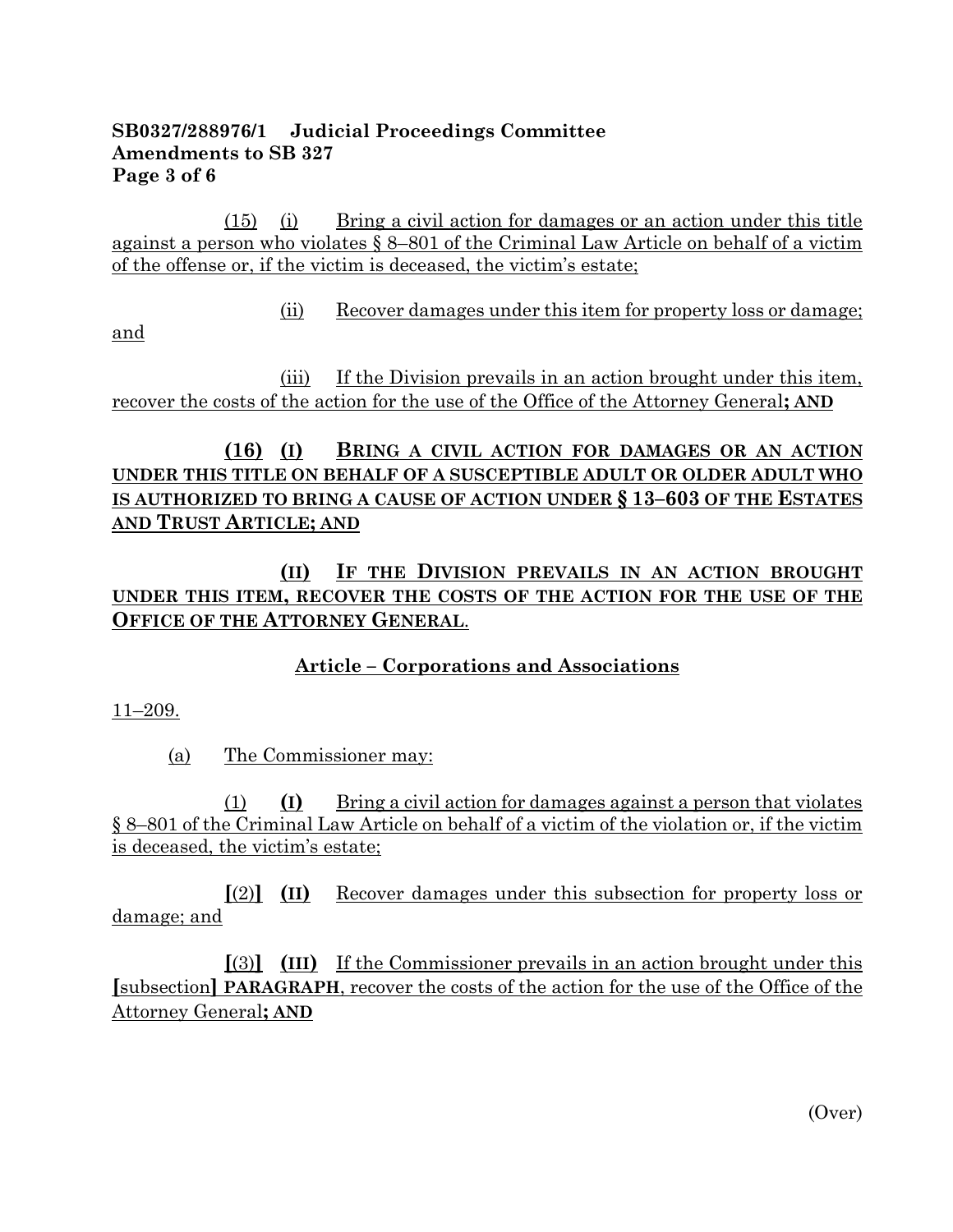**SB0327/288976/1 Judicial Proceedings Committee**
**Amendments to SB 327**

(15) (i) Bring a civil action for damages or an action under this title against a person who violates § 8–801 of the Criminal Law Article on behalf of a victim of the offense or, if the victim is deceased, the victim's estate;

(ii) Recover damages under this item for property loss or damage; and

(iii) If the Division prevails in an action brought under this item, recover the costs of the action for the use of the Office of the Attorney General**; AND**

**(16) (I) BRING A CIVIL ACTION FOR DAMAGES OR AN ACTION UNDER THIS TITLE ON BEHALF OF A SUSCEPTIBLE ADULT OR OLDER ADULT WHO IS AUTHORIZED TO BRING A CAUSE OF ACTION UNDER § 13–603 OF THE ESTATES AND TRUST ARTICLE; AND**

**(II) IF THE DIVISION PREVAILS IN AN ACTION BROUGHT UNDER THIS ITEM, RECOVER THE COSTS OF THE ACTION FOR THE USE OF THE OFFICE OF THE ATTORNEY GENERAL**.

**Article – Corporations and Associations**

11–209.

(a) The Commissioner may:

(1) **(I)** Bring a civil action for damages against a person that violates § 8–801 of the Criminal Law Article on behalf of a victim of the violation or, if the victim is deceased, the victim's estate;

**[**(2)**]** **(II)** Recover damages under this subsection for property loss or damage; and

**[**(3)**]** **(III)** If the Commissioner prevails in an action brought under this **[**subsection**]** **PARAGRAPH**, recover the costs of the action for the use of the Office of the Attorney General**; AND**

(Over)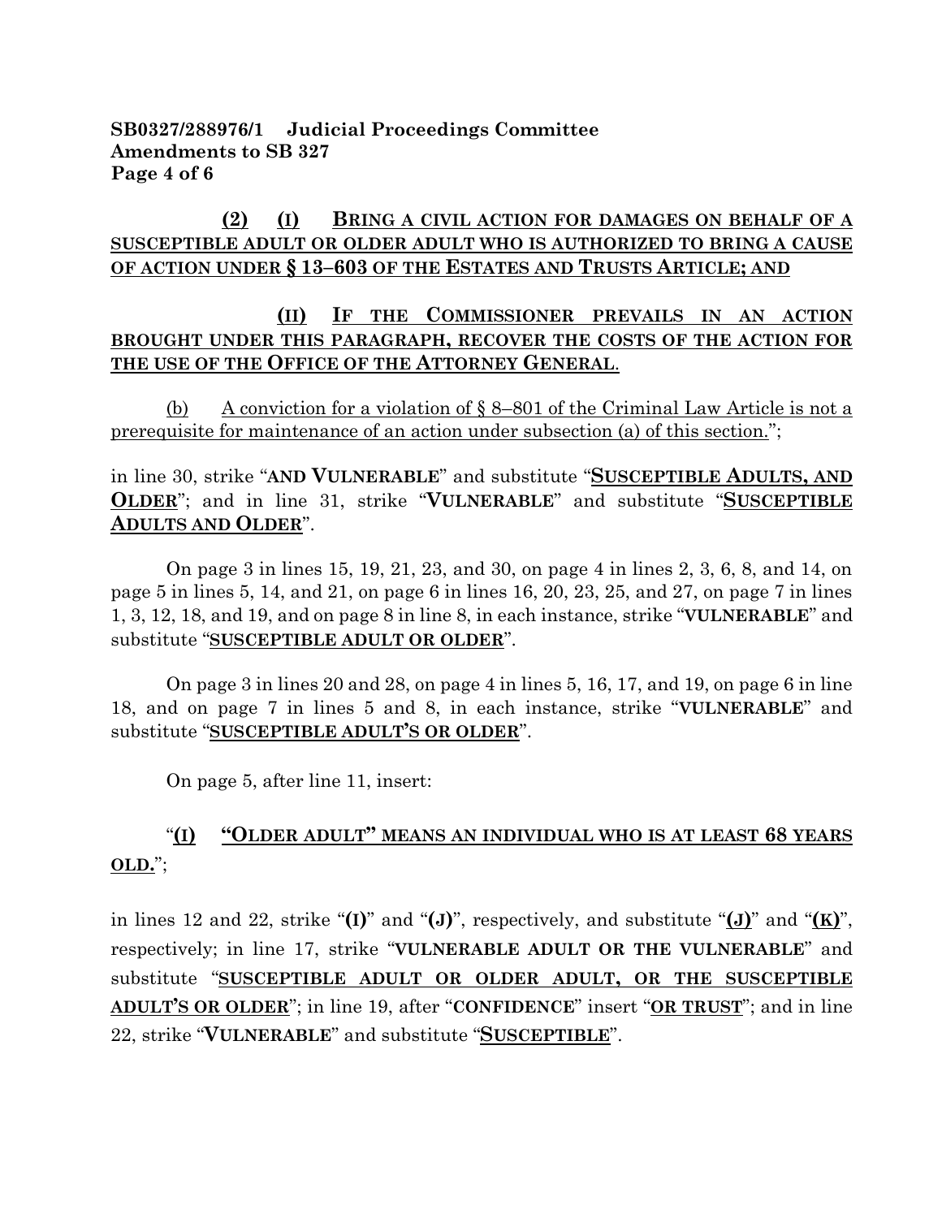**SB0327/288976/1 Judicial Proceedings Committee**
**Amendments to SB 327**

**(2) (I) BRING A CIVIL ACTION FOR DAMAGES ON BEHALF OF A SUSCEPTIBLE ADULT OR OLDER ADULT WHO IS AUTHORIZED TO BRING A CAUSE OF ACTION UNDER § 13–603 OF THE ESTATES AND TRUSTS ARTICLE; AND**

**(II) IF THE COMMISSIONER PREVAILS IN AN ACTION BROUGHT UNDER THIS PARAGRAPH, RECOVER THE COSTS OF THE ACTION FOR THE USE OF THE OFFICE OF THE ATTORNEY GENERAL.**

(b) A conviction for a violation of § 8–801 of the Criminal Law Article is not a prerequisite for maintenance of an action under subsection (a) of this section.";

in line 30, strike "**AND VULNERABLE**" and substitute "**SUSCEPTIBLE ADULTS, AND OLDER**"; and in line 31, strike "**VULNERABLE**" and substitute "**SUSCEPTIBLE ADULTS AND OLDER**".

On page 3 in lines 15, 19, 21, 23, and 30, on page 4 in lines 2, 3, 6, 8, and 14, on page 5 in lines 5, 14, and 21, on page 6 in lines 16, 20, 23, 25, and 27, on page 7 in lines 1, 3, 12, 18, and 19, and on page 8 in line 8, in each instance, strike "**VULNERABLE**" and substitute "**SUSCEPTIBLE ADULT OR OLDER**".

On page 3 in lines 20 and 28, on page 4 in lines 5, 16, 17, and 19, on page 6 in line 18, and on page 7 in lines 5 and 8, in each instance, strike "**VULNERABLE**" and substitute "**SUSCEPTIBLE ADULT'S OR OLDER**".

On page 5, after line 11, insert:

"**(I) "OLDER ADULT" MEANS AN INDIVIDUAL WHO IS AT LEAST 68 YEARS OLD.**";

in lines 12 and 22, strike "**(I)**" and "**(J)**", respectively, and substitute "**(J)**" and "**(K)**", respectively; in line 17, strike "**VULNERABLE ADULT OR THE VULNERABLE**" and substitute "**SUSCEPTIBLE ADULT OR OLDER ADULT, OR THE SUSCEPTIBLE ADULT'S OR OLDER**"; in line 19, after "**CONFIDENCE**" insert "**OR TRUST**"; and in line 22, strike "**VULNERABLE**" and substitute "**SUSCEPTIBLE**".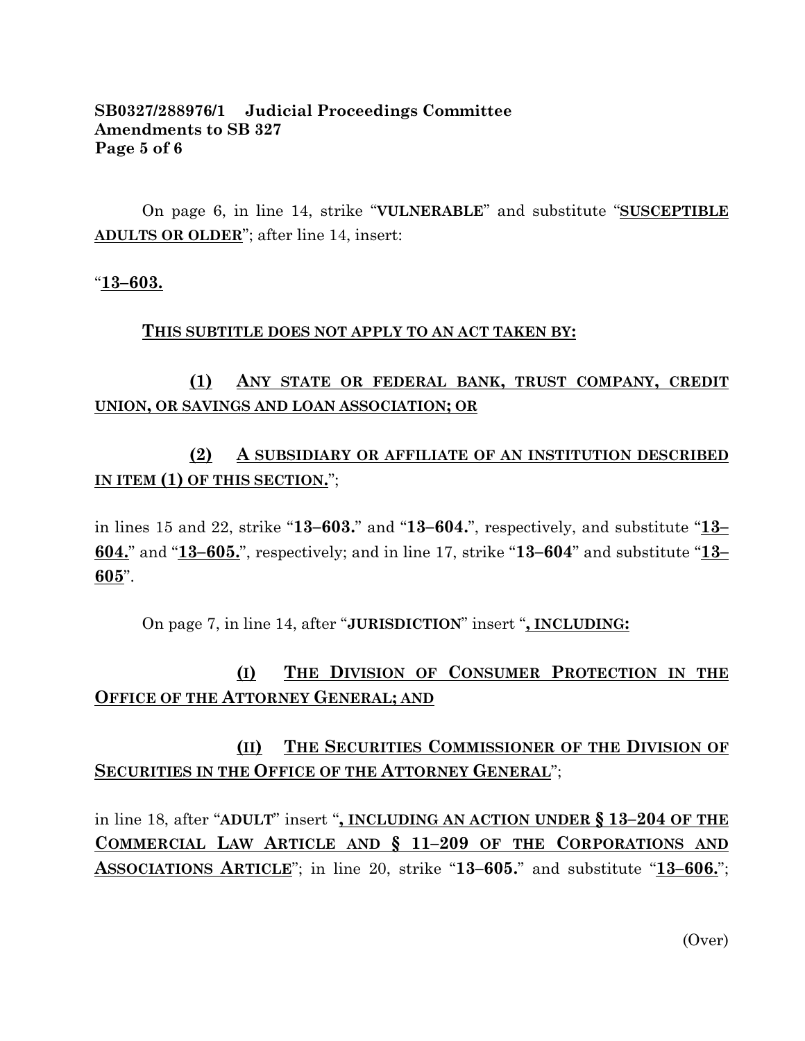**SB0327/288976/1 Judicial Proceedings Committee**
**Amendments to SB 327**
**Page 5 of 6**

On page 6, in line 14, strike "**VULNERABLE**" and substitute "**SUSCEPTIBLE ADULTS OR OLDER**"; after line 14, insert:

"**13–603.**

**THIS SUBTITLE DOES NOT APPLY TO AN ACT TAKEN BY:**

**(1) ANY STATE OR FEDERAL BANK, TRUST COMPANY, CREDIT UNION, OR SAVINGS AND LOAN ASSOCIATION; OR**

**(2) A SUBSIDIARY OR AFFILIATE OF AN INSTITUTION DESCRIBED IN ITEM (1) OF THIS SECTION.**";

in lines 15 and 22, strike "**13–603.**" and "**13–604.**", respectively, and substitute "**13–604.**" and "**13–605.**", respectively; and in line 17, strike "**13–604**" and substitute "**13–605**".

On page 7, in line 14, after "**JURISDICTION**" insert "**, INCLUDING:**

**(I) THE DIVISION OF CONSUMER PROTECTION IN THE OFFICE OF THE ATTORNEY GENERAL; AND**

**(II) THE SECURITIES COMMISSIONER OF THE DIVISION OF SECURITIES IN THE OFFICE OF THE ATTORNEY GENERAL**";

in line 18, after "**ADULT**" insert "**, INCLUDING AN ACTION UNDER § 13–204 OF THE COMMERCIAL LAW ARTICLE AND § 11–209 OF THE CORPORATIONS AND ASSOCIATIONS ARTICLE**"; in line 20, strike "**13–605.**" and substitute "**13–606.**";

(Over)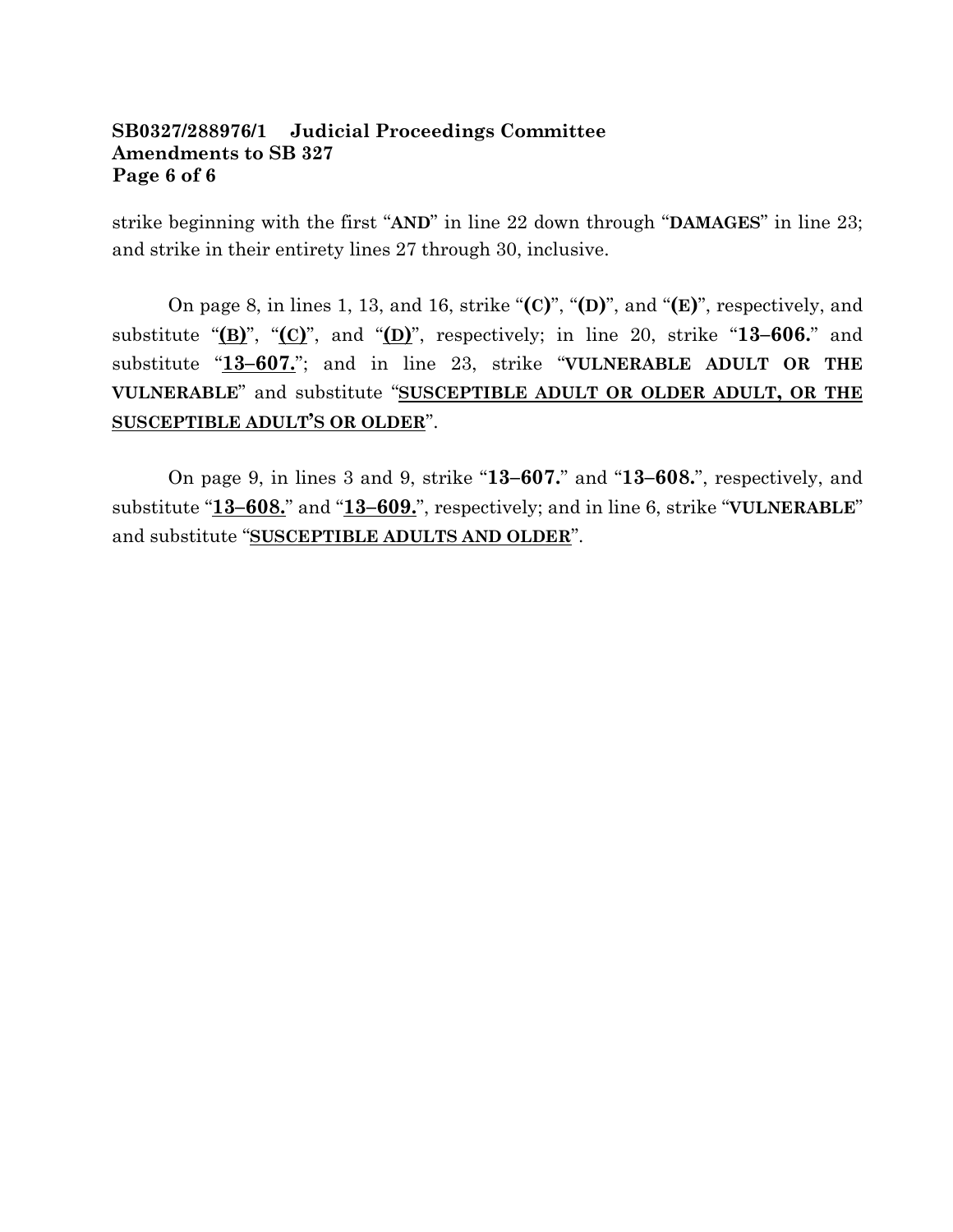strike beginning with the first "**AND**" in line 22 down through "**DAMAGES**" in line 23; and strike in their entirety lines 27 through 30, inclusive.

On page 8, in lines 1, 13, and 16, strike "**(C)**", "**(D)**", and "**(E)**", respectively, and substitute "**<u>(B)</u>**", "**<u>(C)</u>**", and "**<u>(D)</u>**", respectively; in line 20, strike "**13–606.**" and substitute "**<u>13–607.</u>**"; and in line 23, strike "**VULNERABLE ADULT OR THE VULNERABLE**" and substitute "**<u>SUSCEPTIBLE ADULT OR OLDER ADULT, OR THE SUSCEPTIBLE ADULT'S OR OLDER</u>**".

On page 9, in lines 3 and 9, strike "**13–607.**" and "**13–608.**", respectively, and substitute "**<u>13–608.</u>**" and "**<u>13–609.</u>**", respectively; and in line 6, strike "**VULNERABLE**" and substitute "**<u>SUSCEPTIBLE ADULTS AND OLDER</u>**".